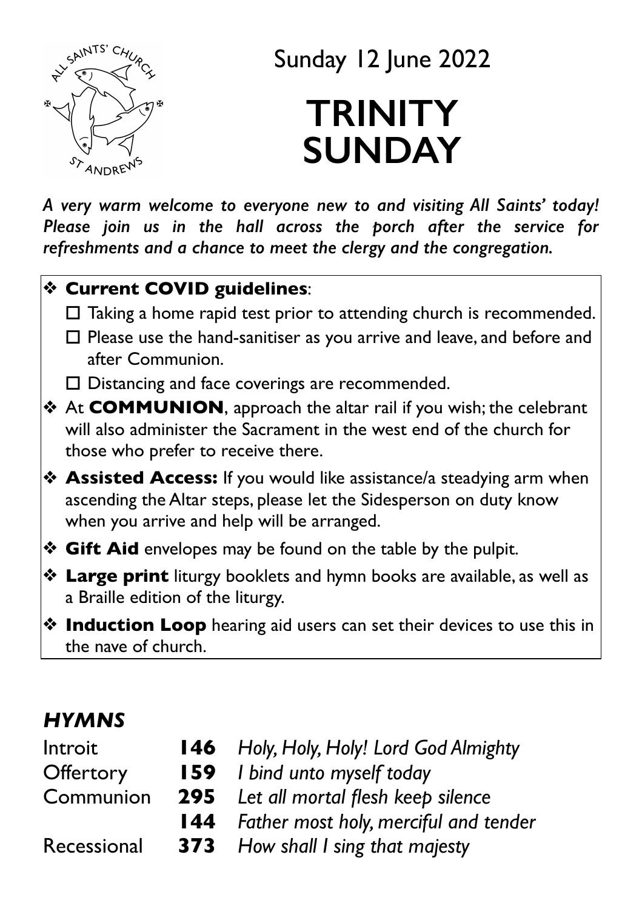Sunday 12 June 2022

# TRINITY SUNDAY

*A very warm welcome to everyone new to and visiting All Saints' today! Please join us in the hall across the porch after the service for refreshments and a chance to meet the clergy and the congregation.*

- **Current COVID guidelines**:
  - ☐ Taking a home rapid test prior to attending church is recommended.
  - ☐ Please use the hand-sanitiser as you arrive and leave, and before and after Communion.
  - ☐ Distancing and face coverings are recommended.
- At **COMMUNION**, approach the altar rail if you wish; the celebrant will also administer the Sacrament in the west end of the church for those who prefer to receive there.
- **Assisted Access:** If you would like assistance/a steadying arm when ascending the Altar steps, please let the Sidesperson on duty know when you arrive and help will be arranged.
- **Gift Aid** envelopes may be found on the table by the pulpit.
- **Large print** liturgy booklets and hymn books are available, as well as a Braille edition of the liturgy.
- **Induction Loop** hearing aid users can set their devices to use this in the nave of church.

## *HYMNS*

| | | |
|---|---|---|
| Introit | **146** | *Holy, Holy, Holy! Lord God Almighty* |
| Offertory | **159** | *I bind unto myself today* |
| Communion | **295** | *Let all mortal flesh keep silence* |
| | **144** | *Father most holy, merciful and tender* |
| Recessional | **373** | *How shall I sing that majesty* |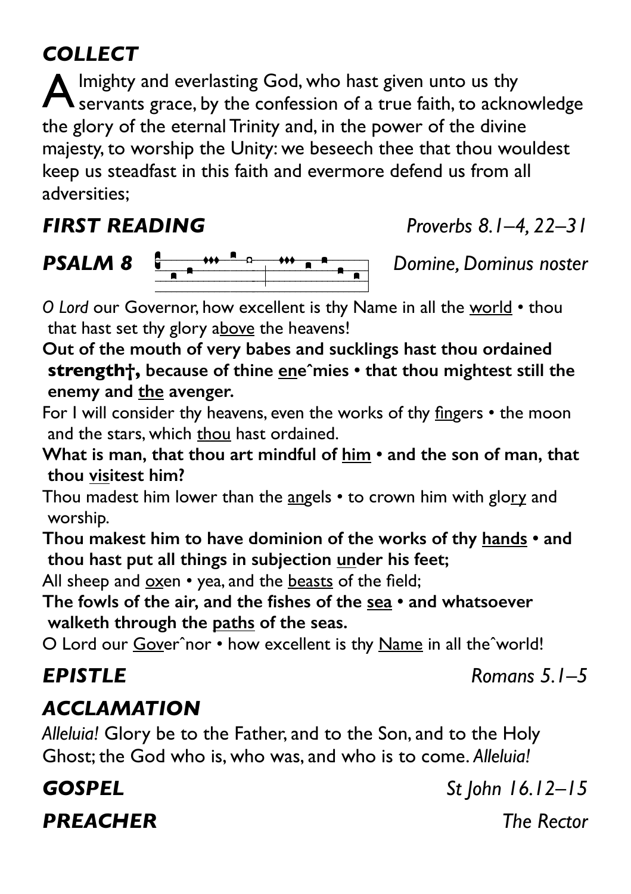## *COLLECT*

Almighty and everlasting God, who hast given unto us thy servants grace, by the confession of a true faith, to acknowledge the glory of the eternal Trinity and, in the power of the divine majesty, to worship the Unity: we beseech thee that thou wouldest keep us steadfast in this faith and evermore defend us from all adversities;

## *FIRST READING* — *Proverbs 8.1–4, 22–31*

## *PSALM 8* — *Domine, Dominus noster*

*O Lord* our Governor, how excellent is thy Name in all the world • thou that hast set thy glory above the heavens!

**Out of the mouth of very babes and sucklings hast thou ordained strength†, because of thine eneˆmies • that thou mightest still the enemy and the avenger.**

For I will consider thy heavens, even the works of thy fingers • the moon and the stars, which thou hast ordained.

**What is man, that thou art mindful of him • and the son of man, that thou visitest him?**

Thou madest him lower than the angels • to crown him with glory and worship.

**Thou makest him to have dominion of the works of thy hands • and thou hast put all things in subjection under his feet;**

All sheep and oxen • yea, and the beasts of the field;

**The fowls of the air, and the fishes of the sea • and whatsoever walketh through the paths of the seas.**

O Lord our Goverˆnor • how excellent is thy Name in all theˆworld!

## *EPISTLE* — *Romans 5.1–5*

## *ACCLAMATION*

*Alleluia!* Glory be to the Father, and to the Son, and to the Holy Ghost; the God who is, who was, and who is to come. *Alleluia!*

## *GOSPEL* — *St John 16.12–15*

## *PREACHER* — *The Rector*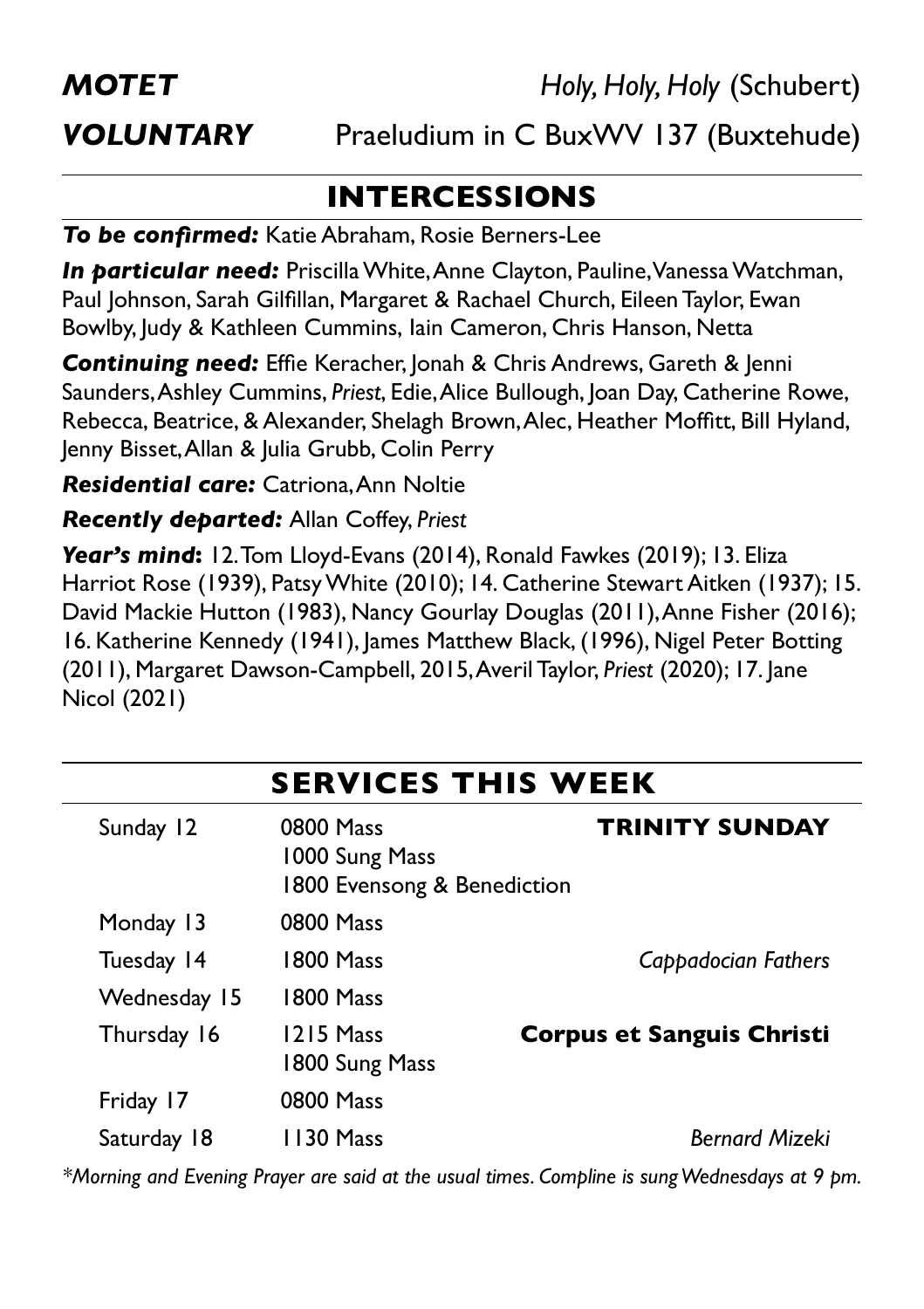***MOTET*** *Holy, Holy, Holy* (Schubert)

***VOLUNTARY*** Praeludium in C BuxWV 137 (Buxtehude)

## INTERCESSIONS

***To be confirmed:*** Katie Abraham, Rosie Berners-Lee

***In particular need:*** Priscilla White, Anne Clayton, Pauline, Vanessa Watchman, Paul Johnson, Sarah Gilfillan, Margaret & Rachael Church, Eileen Taylor, Ewan Bowlby, Judy & Kathleen Cummins, Iain Cameron, Chris Hanson, Netta

***Continuing need:*** Effie Keracher, Jonah & Chris Andrews, Gareth & Jenni Saunders, Ashley Cummins, *Priest*, Edie, Alice Bullough, Joan Day, Catherine Rowe, Rebecca, Beatrice, & Alexander, Shelagh Brown, Alec, Heather Moffitt, Bill Hyland, Jenny Bisset, Allan & Julia Grubb, Colin Perry

***Residential care:*** Catriona, Ann Noltie

***Recently departed:*** Allan Coffey, *Priest*

***Year's mind*:** 12. Tom Lloyd-Evans (2014), Ronald Fawkes (2019); 13. Eliza Harriot Rose (1939), Patsy White (2010); 14. Catherine Stewart Aitken (1937); 15. David Mackie Hutton (1983), Nancy Gourlay Douglas (2011), Anne Fisher (2016); 16. Katherine Kennedy (1941), James Matthew Black, (1996), Nigel Peter Botting (2011), Margaret Dawson-Campbell, 2015, Averil Taylor, *Priest* (2020); 17. Jane Nicol (2021)

## SERVICES THIS WEEK

| | | |
|---|---|---|
| Sunday 12 | 0800 Mass<br>1000 Sung Mass<br>1800 Evensong & Benediction | **TRINITY SUNDAY** |
| Monday 13 | 0800 Mass | |
| Tuesday 14 | 1800 Mass | *Cappadocian Fathers* |
| Wednesday 15 | 1800 Mass | |
| Thursday 16 | 1215 Mass<br>1800 Sung Mass | **Corpus et Sanguis Christi** |
| Friday 17 | 0800 Mass | |
| Saturday 18 | 1130 Mass | *Bernard Mizeki* |

*\*Morning and Evening Prayer are said at the usual times. Compline is sung Wednesdays at 9 pm.*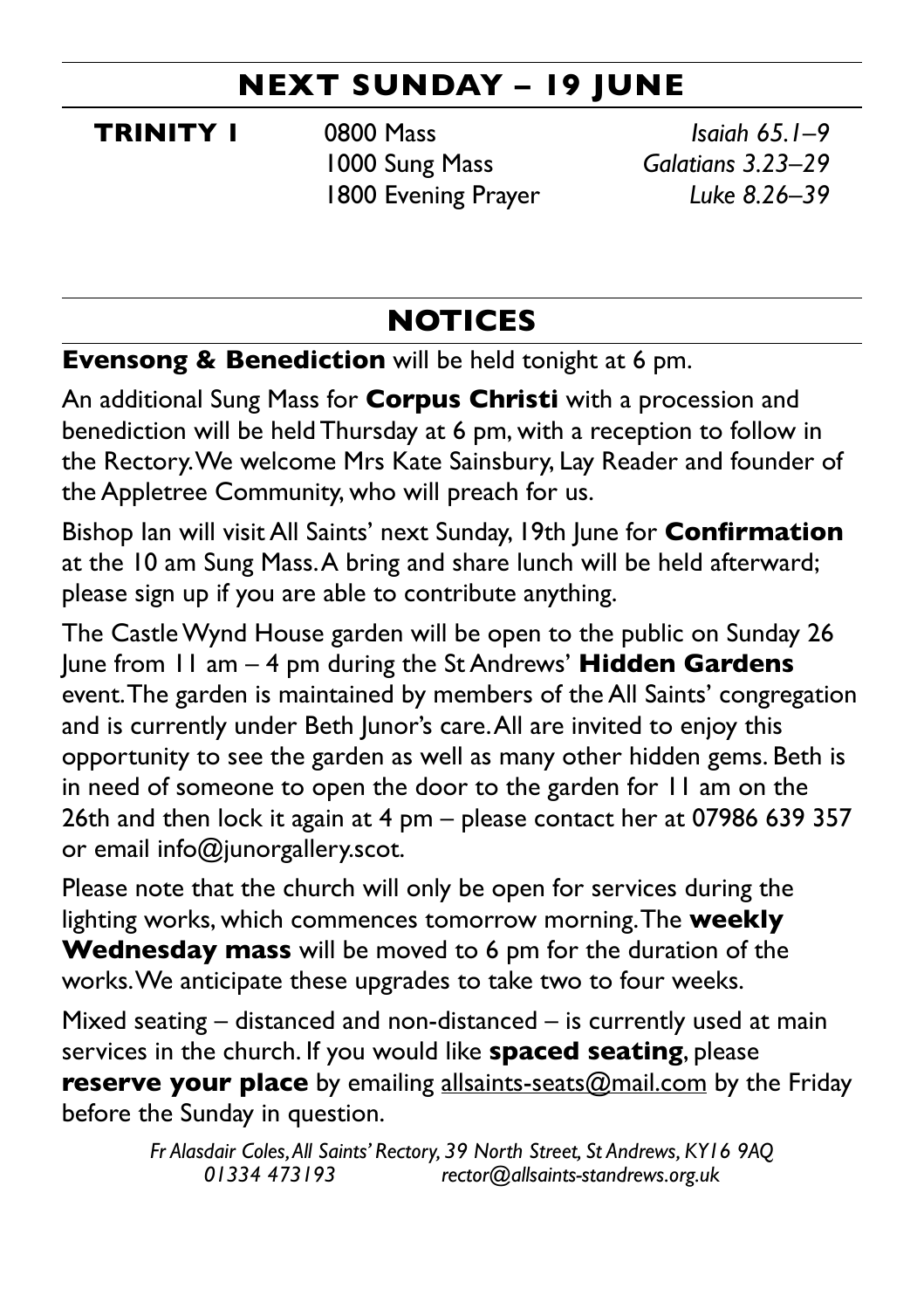## NEXT SUNDAY – 19 JUNE

| | | |
|---|---|---|
| **TRINITY 1** | 0800 Mass | *Isaiah 65.1–9* |
| | 1000 Sung Mass | *Galatians 3.23–29* |
| | 1800 Evening Prayer | *Luke 8.26–39* |

## NOTICES

**Evensong & Benediction** will be held tonight at 6 pm.

An additional Sung Mass for **Corpus Christi** with a procession and benediction will be held Thursday at 6 pm, with a reception to follow in the Rectory. We welcome Mrs Kate Sainsbury, Lay Reader and founder of the Appletree Community, who will preach for us.

Bishop Ian will visit All Saints' next Sunday, 19th June for **Confirmation** at the 10 am Sung Mass. A bring and share lunch will be held afterward; please sign up if you are able to contribute anything.

The Castle Wynd House garden will be open to the public on Sunday 26 June from 11 am – 4 pm during the St Andrews' **Hidden Gardens** event. The garden is maintained by members of the All Saints' congregation and is currently under Beth Junor's care. All are invited to enjoy this opportunity to see the garden as well as many other hidden gems. Beth is in need of someone to open the door to the garden for 11 am on the 26th and then lock it again at 4 pm – please contact her at 07986 639 357 or email info@junorgallery.scot.

Please note that the church will only be open for services during the lighting works, which commences tomorrow morning. The **weekly Wednesday mass** will be moved to 6 pm for the duration of the works. We anticipate these upgrades to take two to four weeks.

Mixed seating – distanced and non-distanced – is currently used at main services in the church. If you would like **spaced seating**, please **reserve your place** by emailing allsaints-seats@mail.com by the Friday before the Sunday in question.

*Fr Alasdair Coles, All Saints' Rectory, 39 North Street, St Andrews, KY16 9AQ*
*01334 473193 rector@allsaints-standrews.org.uk*